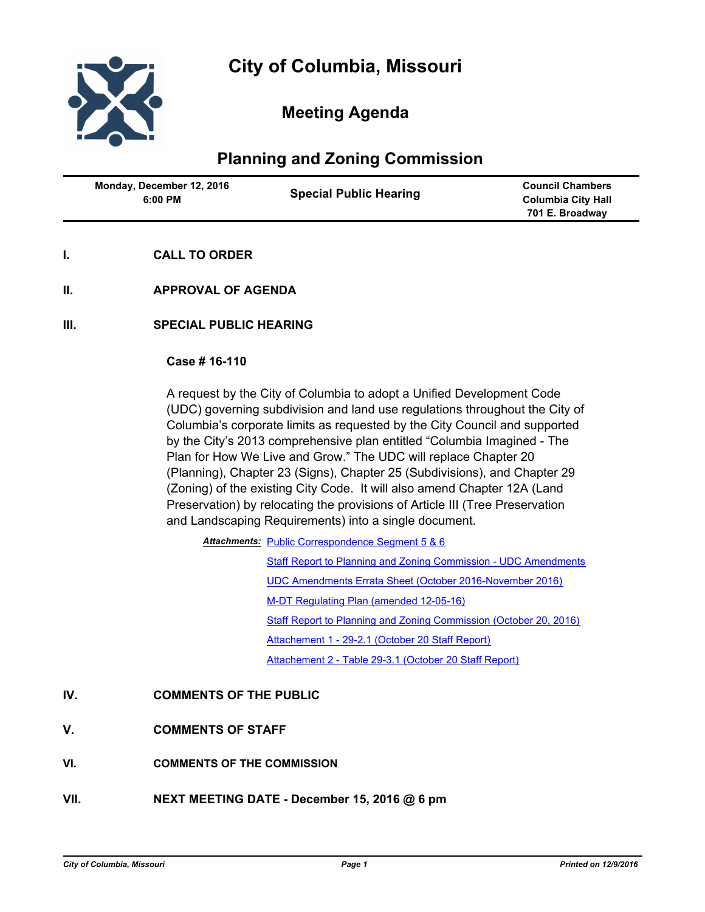# City of Columbia, Missouri

## Meeting Agenda

## Planning and Zoning Commission

| Monday, December 12, 2016 6:00 PM | Special Public Hearing | Council Chambers Columbia City Hall 701 E. Broadway |
|---|---|---|

**I. CALL TO ORDER**

**II. APPROVAL OF AGENDA**

**III. SPECIAL PUBLIC HEARING**

**Case # 16-110**

A request by the City of Columbia to adopt a Unified Development Code (UDC) governing subdivision and land use regulations throughout the City of Columbia's corporate limits as requested by the City Council and supported by the City's 2013 comprehensive plan entitled "Columbia Imagined - The Plan for How We Live and Grow." The UDC will replace Chapter 20 (Planning), Chapter 23 (Signs), Chapter 25 (Subdivisions), and Chapter 29 (Zoning) of the existing City Code. It will also amend Chapter 12A (Land Preservation) by relocating the provisions of Article III (Tree Preservation and Landscaping Requirements) into a single document.

***Attachments:***
- Public Correspondence Segment 5 & 6
- Staff Report to Planning and Zoning Commission - UDC Amendments
- UDC Amendments Errata Sheet (October 2016-November 2016)
- M-DT Regulating Plan (amended 12-05-16)
- Staff Report to Planning and Zoning Commission (October 20, 2016)
- Attachement 1 - 29-2.1 (October 20 Staff Report)
- Attachement 2 - Table 29-3.1 (October 20 Staff Report)

**IV. COMMENTS OF THE PUBLIC**

**V. COMMENTS OF STAFF**

**VI. COMMENTS OF THE COMMISSION**

**VII. NEXT MEETING DATE - December 15, 2016 @ 6 pm**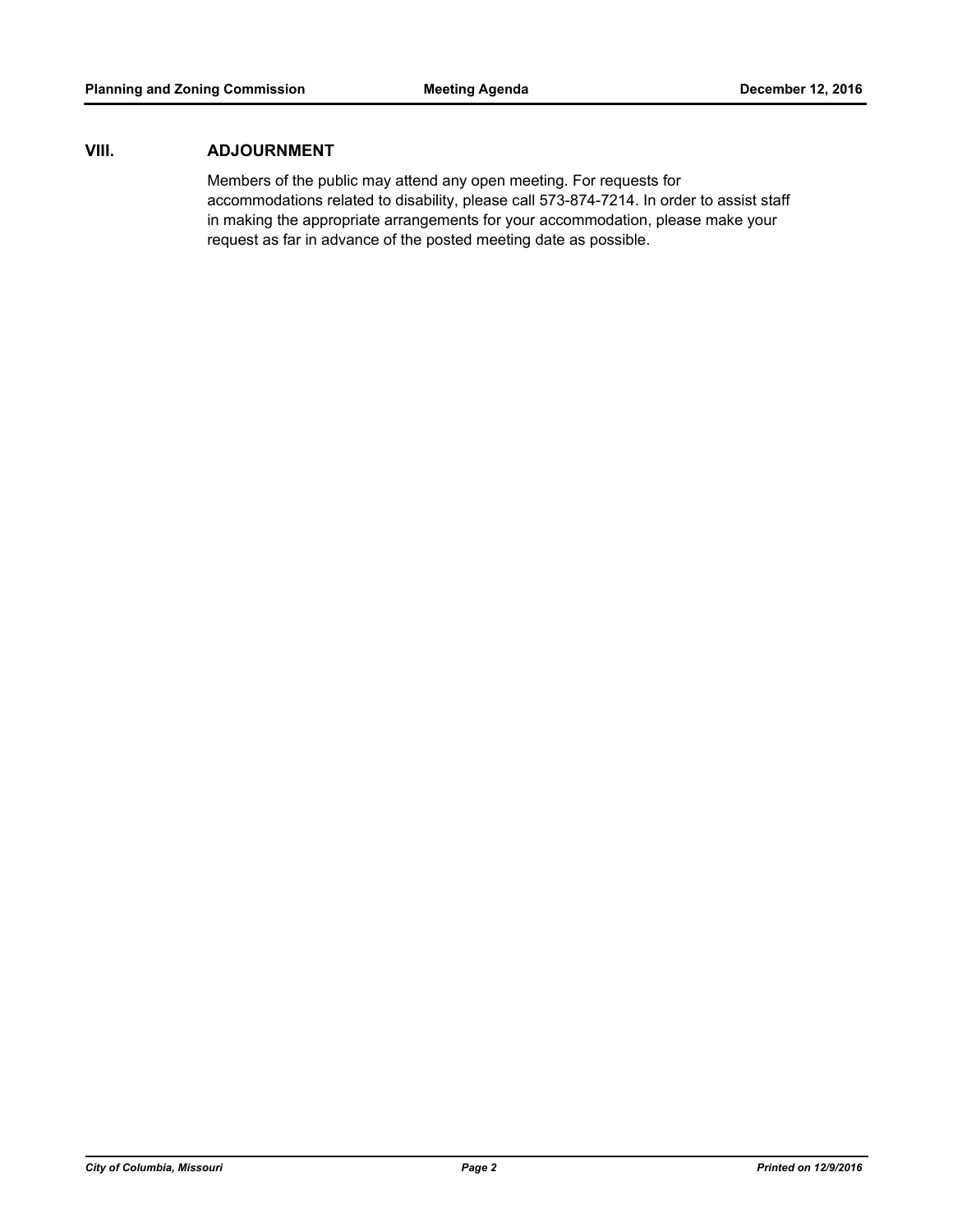## VIII. ADJOURNMENT

Members of the public may attend any open meeting. For requests for accommodations related to disability, please call 573-874-7214. In order to assist staff in making the appropriate arrangements for your accommodation, please make your request as far in advance of the posted meeting date as possible.